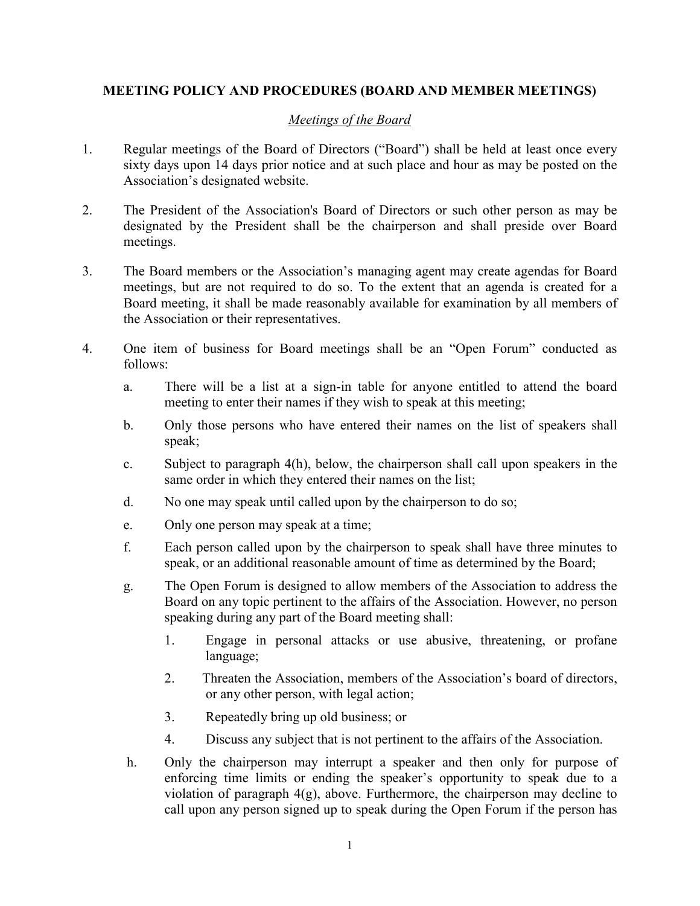## MEETING POLICY AND PROCEDURES (BOARD AND MEMBER MEETINGS)

### *Meetings of the Board*

1. Regular meetings of the Board of Directors ("Board") shall be held at least once every sixty days upon 14 days prior notice and at such place and hour as may be posted on the Association's designated website.

2. The President of the Association's Board of Directors or such other person as may be designated by the President shall be the chairperson and shall preside over Board meetings.

3. The Board members or the Association's managing agent may create agendas for Board meetings, but are not required to do so. To the extent that an agenda is created for a Board meeting, it shall be made reasonably available for examination by all members of the Association or their representatives.

4. One item of business for Board meetings shall be an "Open Forum" conducted as follows:

   a. There will be a list at a sign-in table for anyone entitled to attend the board meeting to enter their names if they wish to speak at this meeting;

   b. Only those persons who have entered their names on the list of speakers shall speak;

   c. Subject to paragraph 4(h), below, the chairperson shall call upon speakers in the same order in which they entered their names on the list;

   d. No one may speak until called upon by the chairperson to do so;

   e. Only one person may speak at a time;

   f. Each person called upon by the chairperson to speak shall have three minutes to speak, or an additional reasonable amount of time as determined by the Board;

   g. The Open Forum is designed to allow members of the Association to address the Board on any topic pertinent to the affairs of the Association. However, no person speaking during any part of the Board meeting shall:

      1. Engage in personal attacks or use abusive, threatening, or profane language;

      2. Threaten the Association, members of the Association's board of directors, or any other person, with legal action;

      3. Repeatedly bring up old business; or

      4. Discuss any subject that is not pertinent to the affairs of the Association.

   h. Only the chairperson may interrupt a speaker and then only for purpose of enforcing time limits or ending the speaker's opportunity to speak due to a violation of paragraph 4(g), above. Furthermore, the chairperson may decline to call upon any person signed up to speak during the Open Forum if the person has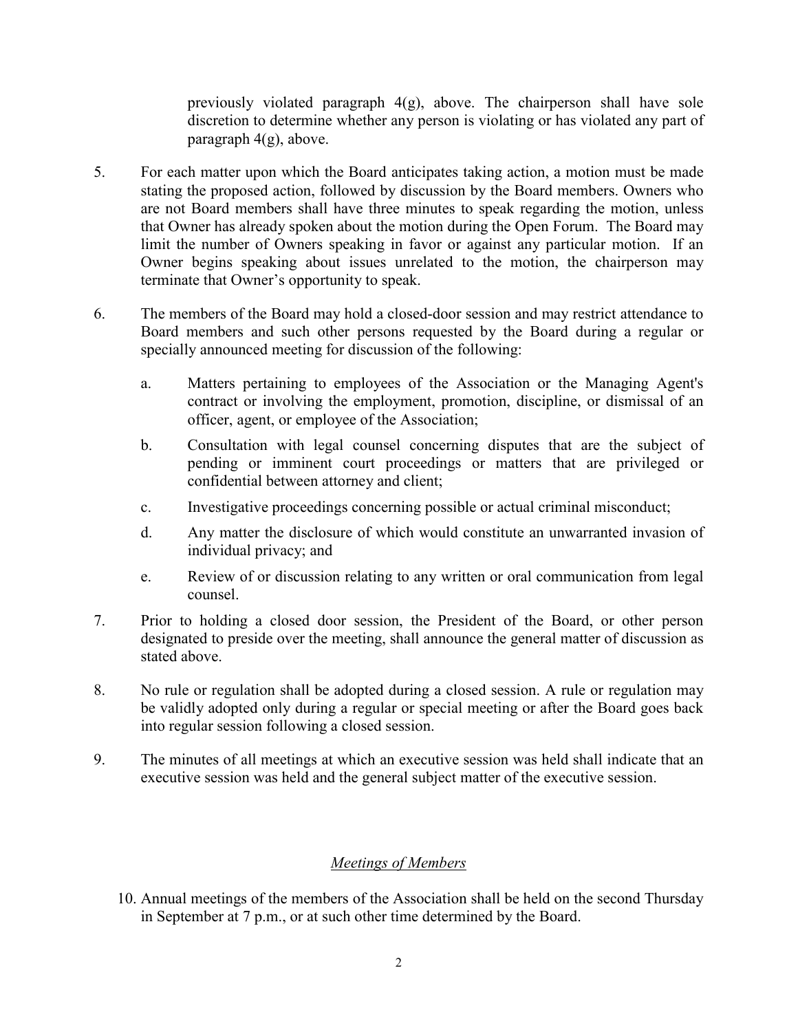previously violated paragraph 4(g), above. The chairperson shall have sole discretion to determine whether any person is violating or has violated any part of paragraph 4(g), above.

5. For each matter upon which the Board anticipates taking action, a motion must be made stating the proposed action, followed by discussion by the Board members. Owners who are not Board members shall have three minutes to speak regarding the motion, unless that Owner has already spoken about the motion during the Open Forum. The Board may limit the number of Owners speaking in favor or against any particular motion. If an Owner begins speaking about issues unrelated to the motion, the chairperson may terminate that Owner's opportunity to speak.

6. The members of the Board may hold a closed-door session and may restrict attendance to Board members and such other persons requested by the Board during a regular or specially announced meeting for discussion of the following:

   a. Matters pertaining to employees of the Association or the Managing Agent's contract or involving the employment, promotion, discipline, or dismissal of an officer, agent, or employee of the Association;

   b. Consultation with legal counsel concerning disputes that are the subject of pending or imminent court proceedings or matters that are privileged or confidential between attorney and client;

   c. Investigative proceedings concerning possible or actual criminal misconduct;

   d. Any matter the disclosure of which would constitute an unwarranted invasion of individual privacy; and

   e. Review of or discussion relating to any written or oral communication from legal counsel.

7. Prior to holding a closed door session, the President of the Board, or other person designated to preside over the meeting, shall announce the general matter of discussion as stated above.

8. No rule or regulation shall be adopted during a closed session. A rule or regulation may be validly adopted only during a regular or special meeting or after the Board goes back into regular session following a closed session.

9. The minutes of all meetings at which an executive session was held shall indicate that an executive session was held and the general subject matter of the executive session.

## *Meetings of Members*

10. Annual meetings of the members of the Association shall be held on the second Thursday in September at 7 p.m., or at such other time determined by the Board.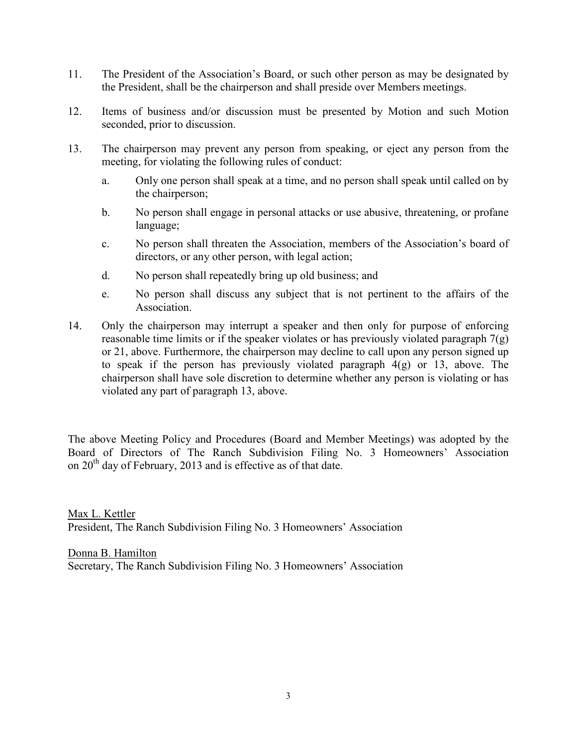11. The President of the Association's Board, or such other person as may be designated by the President, shall be the chairperson and shall preside over Members meetings.

12. Items of business and/or discussion must be presented by Motion and such Motion seconded, prior to discussion.

13. The chairperson may prevent any person from speaking, or eject any person from the meeting, for violating the following rules of conduct:

    a. Only one person shall speak at a time, and no person shall speak until called on by the chairperson;

    b. No person shall engage in personal attacks or use abusive, threatening, or profane language;

    c. No person shall threaten the Association, members of the Association's board of directors, or any other person, with legal action;

    d. No person shall repeatedly bring up old business; and

    e. No person shall discuss any subject that is not pertinent to the affairs of the Association.

14. Only the chairperson may interrupt a speaker and then only for purpose of enforcing reasonable time limits or if the speaker violates or has previously violated paragraph 7(g) or 21, above. Furthermore, the chairperson may decline to call upon any person signed up to speak if the person has previously violated paragraph 4(g) or 13, above. The chairperson shall have sole discretion to determine whether any person is violating or has violated any part of paragraph 13, above.

The above Meeting Policy and Procedures (Board and Member Meetings) was adopted by the Board of Directors of The Ranch Subdivision Filing No. 3 Homeowners' Association on 20th day of February, 2013 and is effective as of that date.

Max L. Kettler
President, The Ranch Subdivision Filing No. 3 Homeowners' Association

Donna B. Hamilton
Secretary, The Ranch Subdivision Filing No. 3 Homeowners' Association